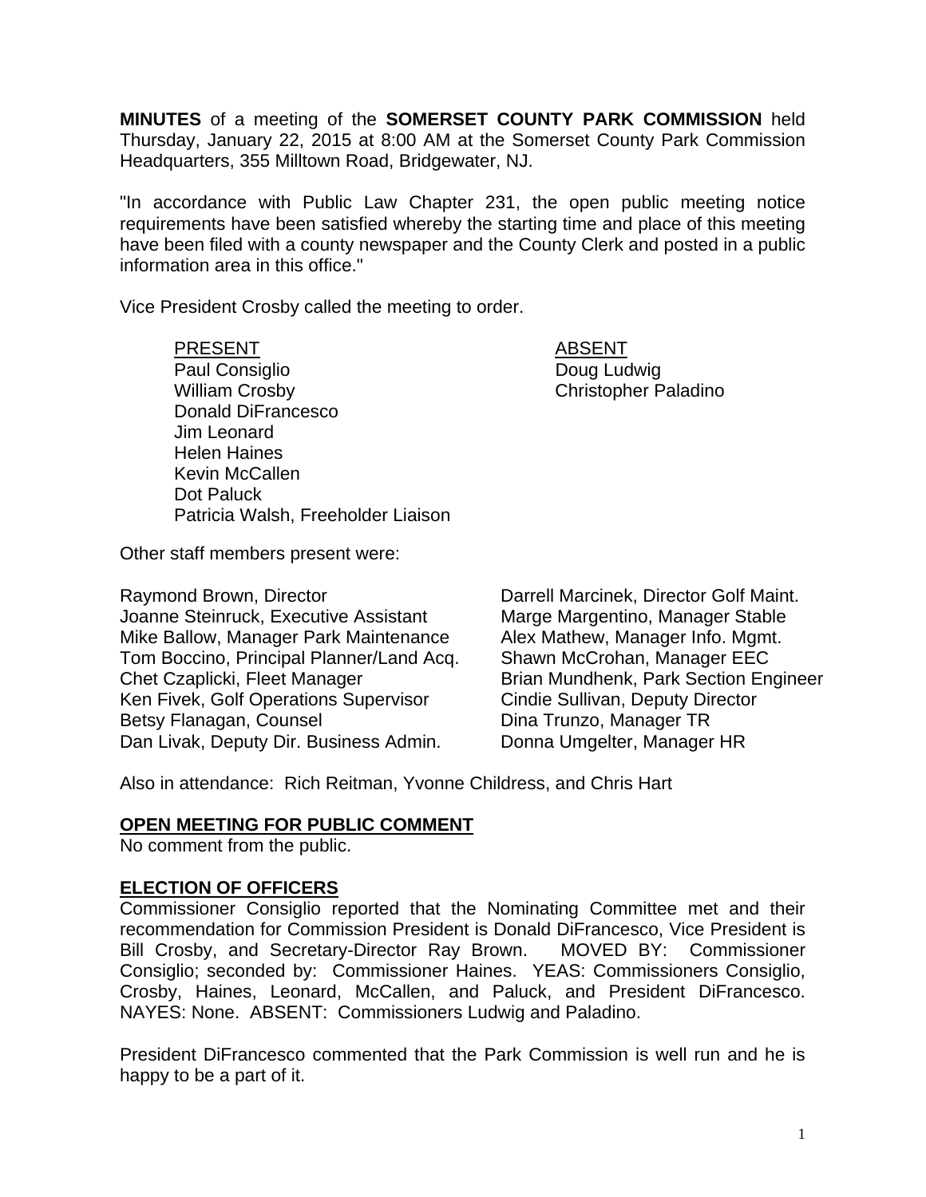**MINUTES** of a meeting of the **SOMERSET COUNTY PARK COMMISSION** held Thursday, January 22, 2015 at 8:00 AM at the Somerset County Park Commission Headquarters, 355 Milltown Road, Bridgewater, NJ.

"In accordance with Public Law Chapter 231, the open public meeting notice requirements have been satisfied whereby the starting time and place of this meeting have been filed with a county newspaper and the County Clerk and posted in a public information area in this office."

Vice President Crosby called the meeting to order.

| PRESENT | ABSENT |
|---|---|
| Paul Consiglio | Doug Ludwig |
| William Crosby | Christopher Paladino |
| Donald DiFrancesco | |
| Jim Leonard | |
| Helen Haines | |
| Kevin McCallen | |
| Dot Paluck | |
| Patricia Walsh, Freeholder Liaison | |

Other staff members present were:

| | |
|---|---|
| Raymond Brown, Director | Darrell Marcinek, Director Golf Maint. |
| Joanne Steinruck, Executive Assistant | Marge Margentino, Manager Stable |
| Mike Ballow, Manager Park Maintenance | Alex Mathew, Manager Info. Mgmt. |
| Tom Boccino, Principal Planner/Land Acq. | Shawn McCrohan, Manager EEC |
| Chet Czaplicki, Fleet Manager | Brian Mundhenk, Park Section Engineer |
| Ken Fivek, Golf Operations Supervisor | Cindie Sullivan, Deputy Director |
| Betsy Flanagan, Counsel | Dina Trunzo, Manager TR |
| Dan Livak, Deputy Dir. Business Admin. | Donna Umgelter, Manager HR |

Also in attendance: Rich Reitman, Yvonne Childress, and Chris Hart

## OPEN MEETING FOR PUBLIC COMMENT

No comment from the public.

## ELECTION OF OFFICERS

Commissioner Consiglio reported that the Nominating Committee met and their recommendation for Commission President is Donald DiFrancesco, Vice President is Bill Crosby, and Secretary-Director Ray Brown. MOVED BY: Commissioner Consiglio; seconded by: Commissioner Haines. YEAS: Commissioners Consiglio, Crosby, Haines, Leonard, McCallen, and Paluck, and President DiFrancesco. NAYES: None. ABSENT: Commissioners Ludwig and Paladino.

President DiFrancesco commented that the Park Commission is well run and he is happy to be a part of it.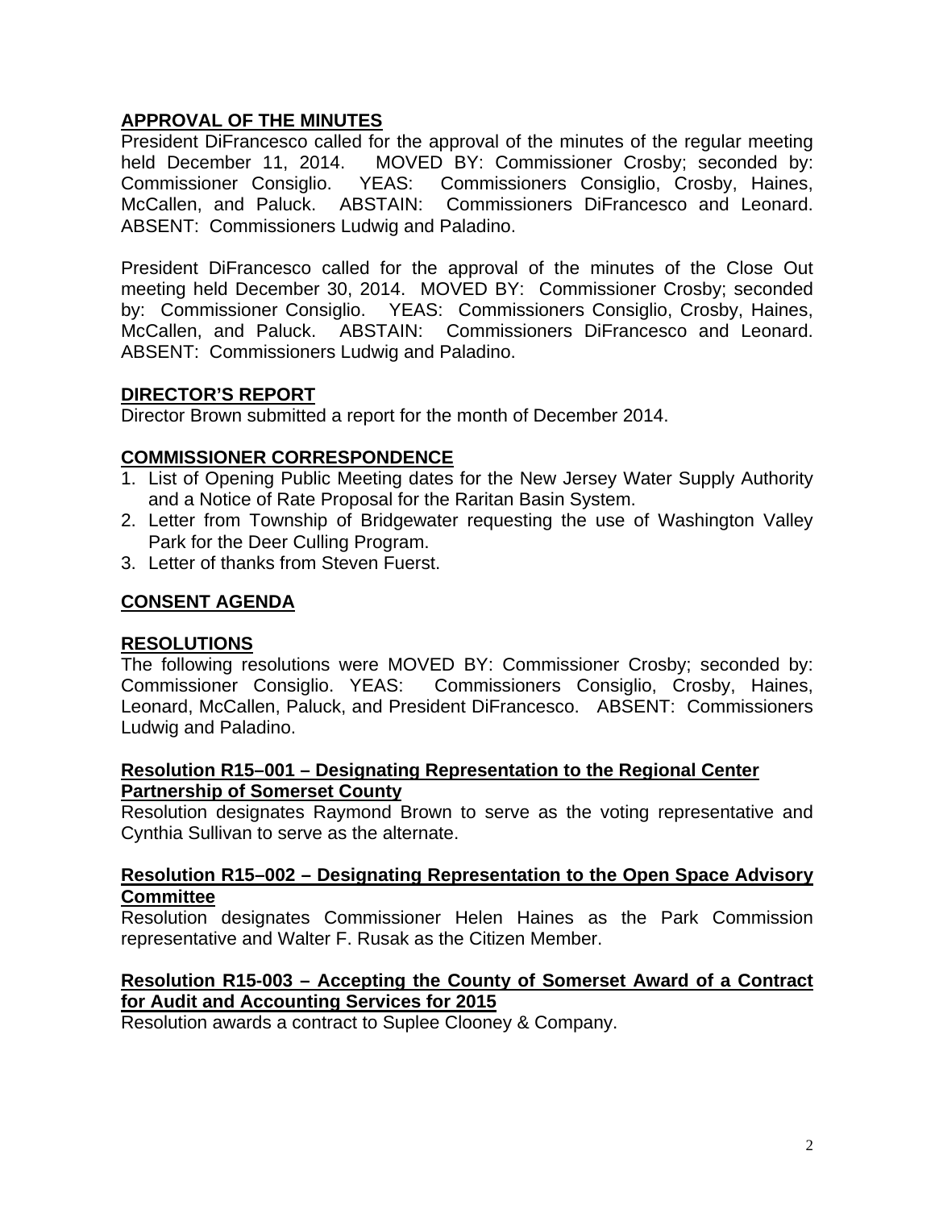## APPROVAL OF THE MINUTES

President DiFrancesco called for the approval of the minutes of the regular meeting held December 11, 2014. MOVED BY: Commissioner Crosby; seconded by: Commissioner Consiglio. YEAS: Commissioners Consiglio, Crosby, Haines, McCallen, and Paluck. ABSTAIN: Commissioners DiFrancesco and Leonard. ABSENT: Commissioners Ludwig and Paladino.

President DiFrancesco called for the approval of the minutes of the Close Out meeting held December 30, 2014. MOVED BY: Commissioner Crosby; seconded by: Commissioner Consiglio. YEAS: Commissioners Consiglio, Crosby, Haines, McCallen, and Paluck. ABSTAIN: Commissioners DiFrancesco and Leonard. ABSENT: Commissioners Ludwig and Paladino.

## DIRECTOR'S REPORT

Director Brown submitted a report for the month of December 2014.

## COMMISSIONER CORRESPONDENCE

1. List of Opening Public Meeting dates for the New Jersey Water Supply Authority and a Notice of Rate Proposal for the Raritan Basin System.
2. Letter from Township of Bridgewater requesting the use of Washington Valley Park for the Deer Culling Program.
3. Letter of thanks from Steven Fuerst.

## CONSENT AGENDA

## RESOLUTIONS

The following resolutions were MOVED BY: Commissioner Crosby; seconded by: Commissioner Consiglio. YEAS: Commissioners Consiglio, Crosby, Haines, Leonard, McCallen, Paluck, and President DiFrancesco. ABSENT: Commissioners Ludwig and Paladino.

### Resolution R15–001 – Designating Representation to the Regional Center Partnership of Somerset County

Resolution designates Raymond Brown to serve as the voting representative and Cynthia Sullivan to serve as the alternate.

### Resolution R15–002 – Designating Representation to the Open Space Advisory Committee

Resolution designates Commissioner Helen Haines as the Park Commission representative and Walter F. Rusak as the Citizen Member.

### Resolution R15-003 – Accepting the County of Somerset Award of a Contract for Audit and Accounting Services for 2015

Resolution awards a contract to Suplee Clooney & Company.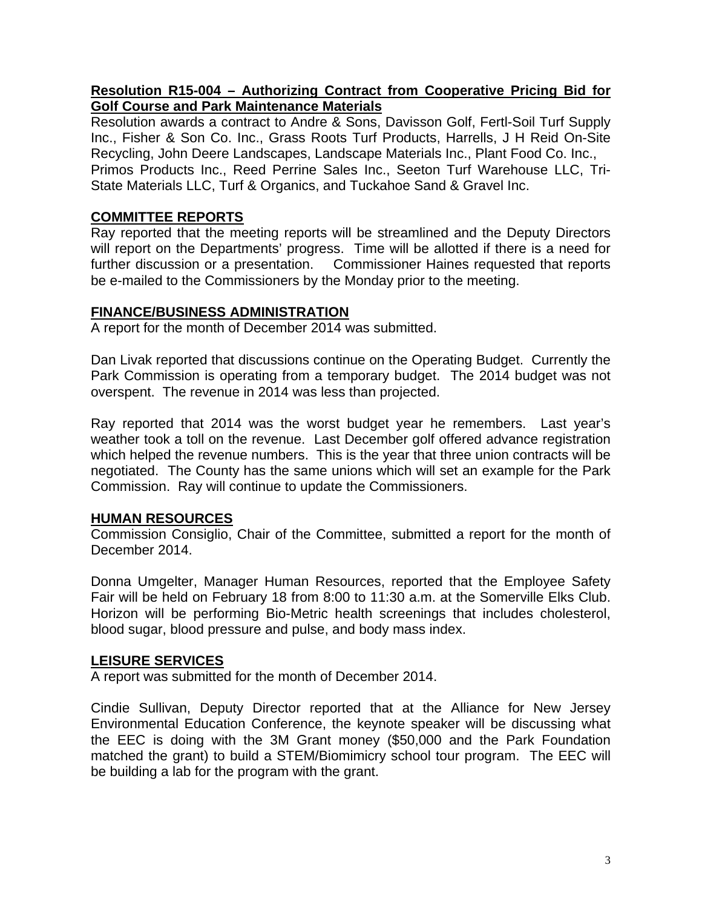**Resolution R15-004 – Authorizing Contract from Cooperative Pricing Bid for Golf Course and Park Maintenance Materials**

Resolution awards a contract to Andre & Sons, Davisson Golf, Fertl-Soil Turf Supply Inc., Fisher & Son Co. Inc., Grass Roots Turf Products, Harrells, J H Reid On-Site Recycling, John Deere Landscapes, Landscape Materials Inc., Plant Food Co. Inc., Primos Products Inc., Reed Perrine Sales Inc., Seeton Turf Warehouse LLC, Tri-State Materials LLC, Turf & Organics, and Tuckahoe Sand & Gravel Inc.

## COMMITTEE REPORTS

Ray reported that the meeting reports will be streamlined and the Deputy Directors will report on the Departments' progress. Time will be allotted if there is a need for further discussion or a presentation. Commissioner Haines requested that reports be e-mailed to the Commissioners by the Monday prior to the meeting.

## FINANCE/BUSINESS ADMINISTRATION

A report for the month of December 2014 was submitted.

Dan Livak reported that discussions continue on the Operating Budget. Currently the Park Commission is operating from a temporary budget. The 2014 budget was not overspent. The revenue in 2014 was less than projected.

Ray reported that 2014 was the worst budget year he remembers. Last year's weather took a toll on the revenue. Last December golf offered advance registration which helped the revenue numbers. This is the year that three union contracts will be negotiated. The County has the same unions which will set an example for the Park Commission. Ray will continue to update the Commissioners.

## HUMAN RESOURCES

Commission Consiglio, Chair of the Committee, submitted a report for the month of December 2014.

Donna Umgelter, Manager Human Resources, reported that the Employee Safety Fair will be held on February 18 from 8:00 to 11:30 a.m. at the Somerville Elks Club. Horizon will be performing Bio-Metric health screenings that includes cholesterol, blood sugar, blood pressure and pulse, and body mass index.

## LEISURE SERVICES

A report was submitted for the month of December 2014.

Cindie Sullivan, Deputy Director reported that at the Alliance for New Jersey Environmental Education Conference, the keynote speaker will be discussing what the EEC is doing with the 3M Grant money ($50,000 and the Park Foundation matched the grant) to build a STEM/Biomimicry school tour program. The EEC will be building a lab for the program with the grant.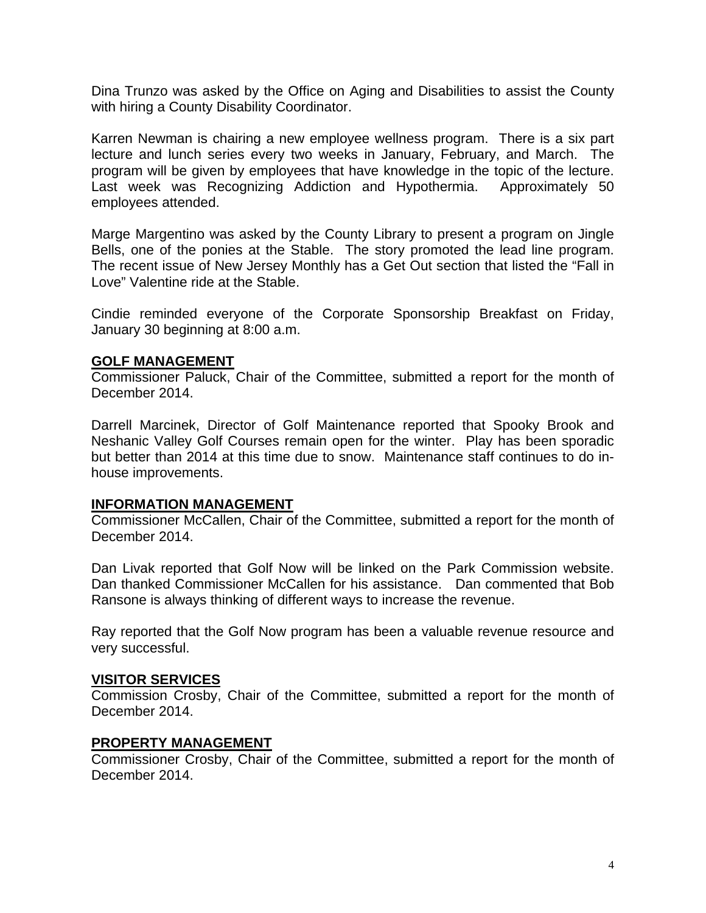Dina Trunzo was asked by the Office on Aging and Disabilities to assist the County with hiring a County Disability Coordinator.

Karren Newman is chairing a new employee wellness program. There is a six part lecture and lunch series every two weeks in January, February, and March. The program will be given by employees that have knowledge in the topic of the lecture. Last week was Recognizing Addiction and Hypothermia. Approximately 50 employees attended.

Marge Margentino was asked by the County Library to present a program on Jingle Bells, one of the ponies at the Stable. The story promoted the lead line program. The recent issue of New Jersey Monthly has a Get Out section that listed the "Fall in Love" Valentine ride at the Stable.

Cindie reminded everyone of the Corporate Sponsorship Breakfast on Friday, January 30 beginning at 8:00 a.m.

## GOLF MANAGEMENT

Commissioner Paluck, Chair of the Committee, submitted a report for the month of December 2014.

Darrell Marcinek, Director of Golf Maintenance reported that Spooky Brook and Neshanic Valley Golf Courses remain open for the winter. Play has been sporadic but better than 2014 at this time due to snow. Maintenance staff continues to do in-house improvements.

## INFORMATION MANAGEMENT

Commissioner McCallen, Chair of the Committee, submitted a report for the month of December 2014.

Dan Livak reported that Golf Now will be linked on the Park Commission website. Dan thanked Commissioner McCallen for his assistance. Dan commented that Bob Ransone is always thinking of different ways to increase the revenue.

Ray reported that the Golf Now program has been a valuable revenue resource and very successful.

## VISITOR SERVICES

Commission Crosby, Chair of the Committee, submitted a report for the month of December 2014.

## PROPERTY MANAGEMENT

Commissioner Crosby, Chair of the Committee, submitted a report for the month of December 2014.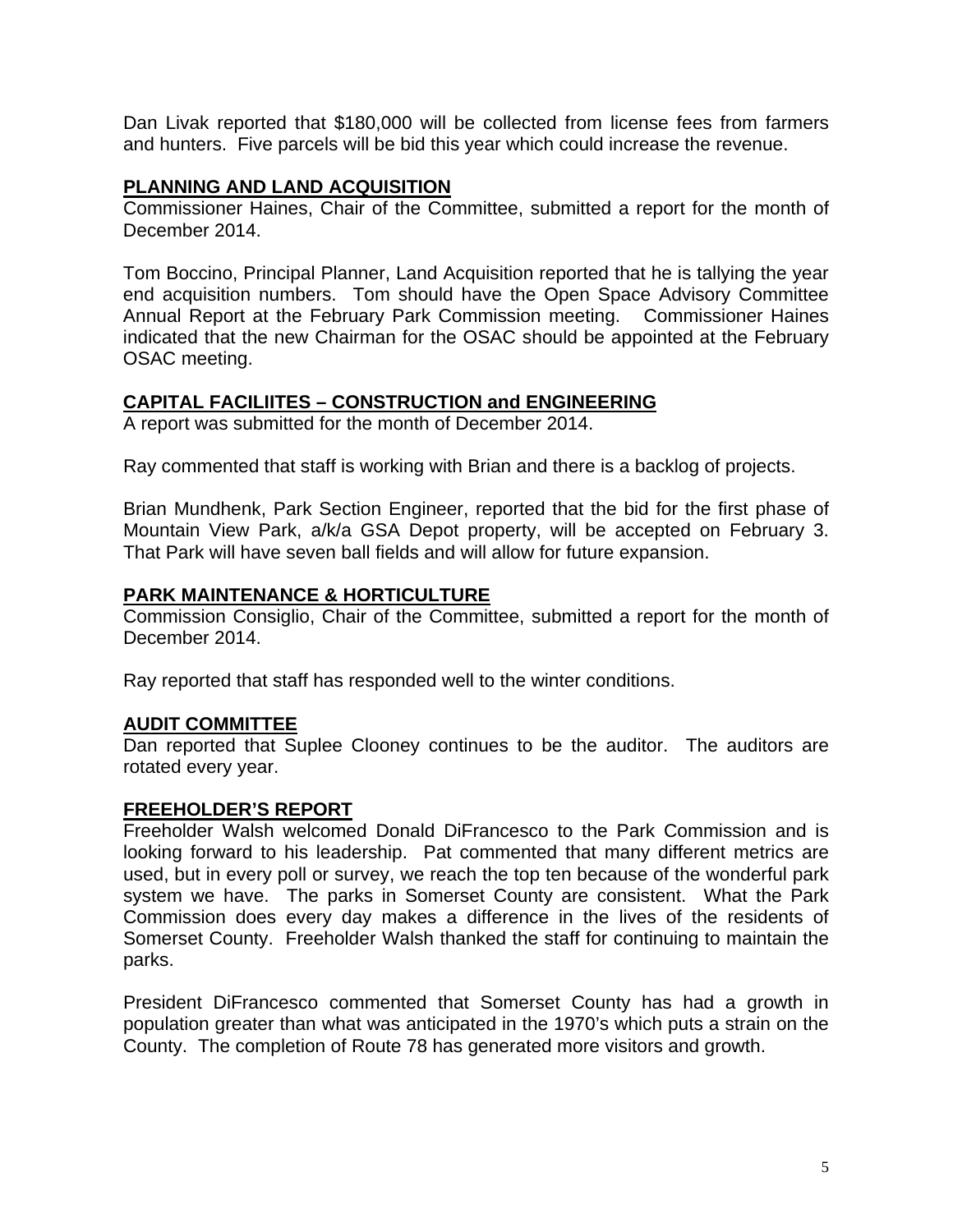Dan Livak reported that $180,000 will be collected from license fees from farmers and hunters. Five parcels will be bid this year which could increase the revenue.

## PLANNING AND LAND ACQUISITION

Commissioner Haines, Chair of the Committee, submitted a report for the month of December 2014.

Tom Boccino, Principal Planner, Land Acquisition reported that he is tallying the year end acquisition numbers. Tom should have the Open Space Advisory Committee Annual Report at the February Park Commission meeting. Commissioner Haines indicated that the new Chairman for the OSAC should be appointed at the February OSAC meeting.

## CAPITAL FACILIITES – CONSTRUCTION and ENGINEERING

A report was submitted for the month of December 2014.

Ray commented that staff is working with Brian and there is a backlog of projects.

Brian Mundhenk, Park Section Engineer, reported that the bid for the first phase of Mountain View Park, a/k/a GSA Depot property, will be accepted on February 3. That Park will have seven ball fields and will allow for future expansion.

## PARK MAINTENANCE & HORTICULTURE

Commission Consiglio, Chair of the Committee, submitted a report for the month of December 2014.

Ray reported that staff has responded well to the winter conditions.

## AUDIT COMMITTEE

Dan reported that Suplee Clooney continues to be the auditor. The auditors are rotated every year.

## FREEHOLDER'S REPORT

Freeholder Walsh welcomed Donald DiFrancesco to the Park Commission and is looking forward to his leadership. Pat commented that many different metrics are used, but in every poll or survey, we reach the top ten because of the wonderful park system we have. The parks in Somerset County are consistent. What the Park Commission does every day makes a difference in the lives of the residents of Somerset County. Freeholder Walsh thanked the staff for continuing to maintain the parks.

President DiFrancesco commented that Somerset County has had a growth in population greater than what was anticipated in the 1970's which puts a strain on the County. The completion of Route 78 has generated more visitors and growth.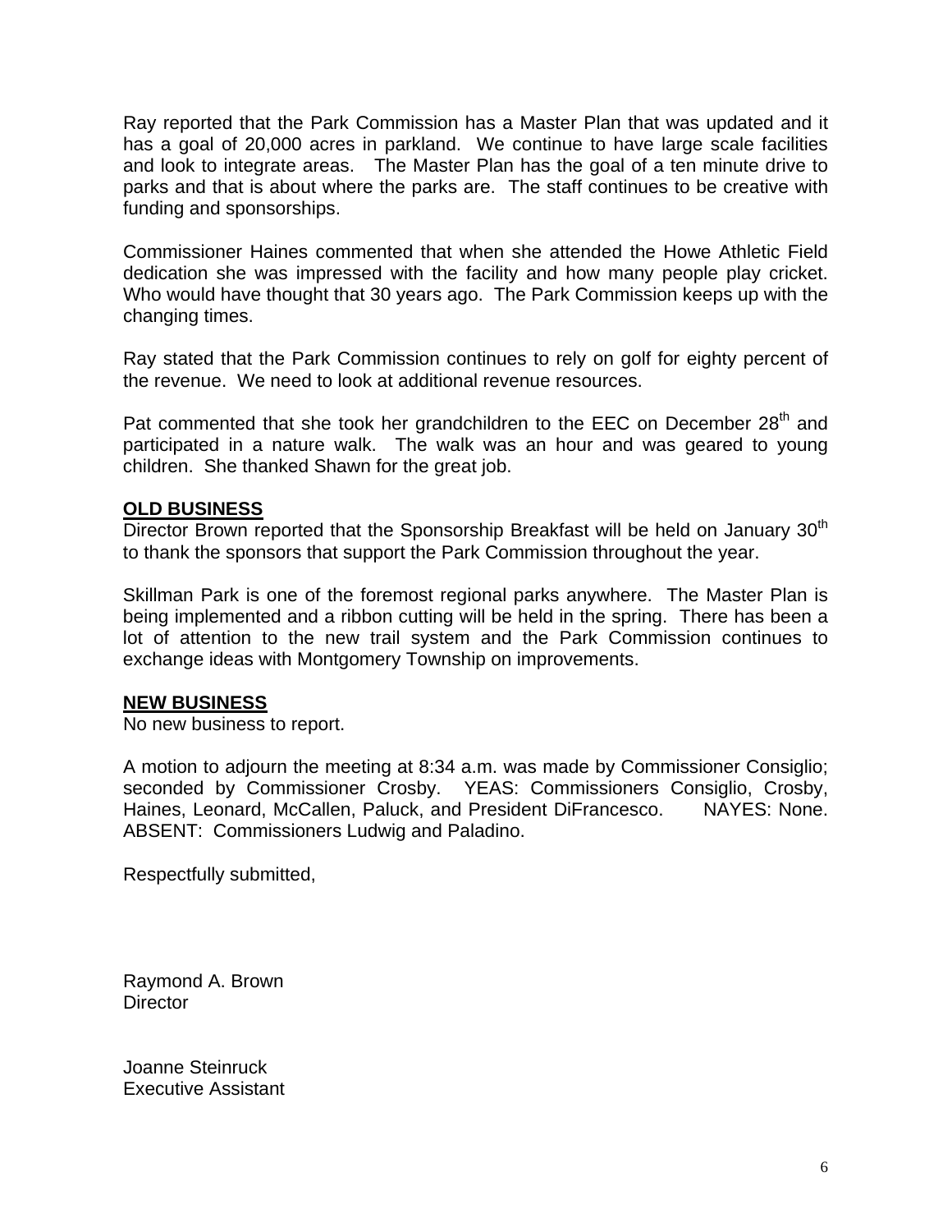Ray reported that the Park Commission has a Master Plan that was updated and it has a goal of 20,000 acres in parkland. We continue to have large scale facilities and look to integrate areas. The Master Plan has the goal of a ten minute drive to parks and that is about where the parks are. The staff continues to be creative with funding and sponsorships.

Commissioner Haines commented that when she attended the Howe Athletic Field dedication she was impressed with the facility and how many people play cricket. Who would have thought that 30 years ago. The Park Commission keeps up with the changing times.

Ray stated that the Park Commission continues to rely on golf for eighty percent of the revenue. We need to look at additional revenue resources.

Pat commented that she took her grandchildren to the EEC on December 28th and participated in a nature walk. The walk was an hour and was geared to young children. She thanked Shawn for the great job.

**OLD BUSINESS**

Director Brown reported that the Sponsorship Breakfast will be held on January 30th to thank the sponsors that support the Park Commission throughout the year.

Skillman Park is one of the foremost regional parks anywhere. The Master Plan is being implemented and a ribbon cutting will be held in the spring. There has been a lot of attention to the new trail system and the Park Commission continues to exchange ideas with Montgomery Township on improvements.

**NEW BUSINESS**

No new business to report.

A motion to adjourn the meeting at 8:34 a.m. was made by Commissioner Consiglio; seconded by Commissioner Crosby. YEAS: Commissioners Consiglio, Crosby, Haines, Leonard, McCallen, Paluck, and President DiFrancesco. NAYES: None. ABSENT: Commissioners Ludwig and Paladino.

Respectfully submitted,

Raymond A. Brown
Director

Joanne Steinruck
Executive Assistant